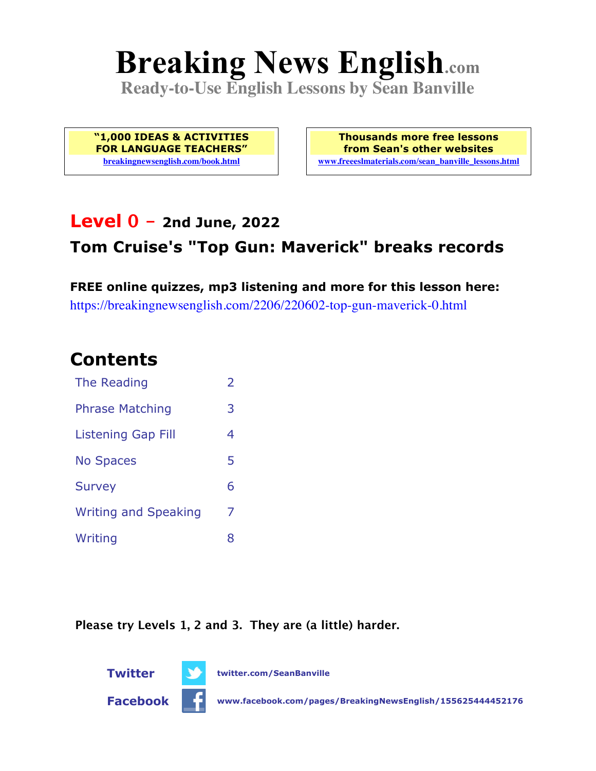# Breaking News English.com

**Ready-to-Use English Lessons by Sean Banville**

**"1,000 IDEAS & ACTIVITIES FOR LANGUAGE TEACHERS"**
breakingnewsenglish.com/book.html

**Thousands more free lessons from Sean's other websites**
www.freeeslmaterials.com/sean_banville_lessons.html

## Level 0 – 2nd June, 2022

## Tom Cruise's "Top Gun: Maverick" breaks records

**FREE online quizzes, mp3 listening and more for this lesson here:**
https://breakingnewsenglish.com/2206/220602-top-gun-maverick-0.html

## Contents

| | |
|---|---|
| The Reading | 2 |
| Phrase Matching | 3 |
| Listening Gap Fill | 4 |
| No Spaces | 5 |
| Survey | 6 |
| Writing and Speaking | 7 |
| Writing | 8 |

**Please try Levels 1, 2 and 3. They are (a little) harder.**

**Twitter** twitter.com/SeanBanville

**Facebook** www.facebook.com/pages/BreakingNewsEnglish/155625444452176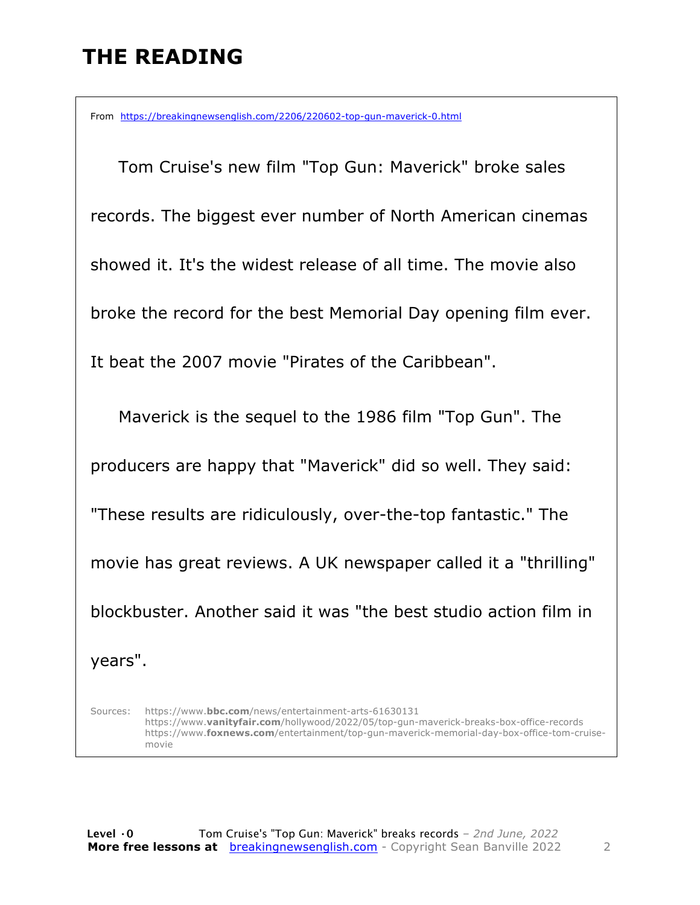# THE READING

From https://breakingnewsenglish.com/2206/220602-top-gun-maverick-0.html

Tom Cruise's new film "Top Gun: Maverick" broke sales records. The biggest ever number of North American cinemas showed it. It's the widest release of all time. The movie also broke the record for the best Memorial Day opening film ever. It beat the 2007 movie "Pirates of the Caribbean".

Maverick is the sequel to the 1986 film "Top Gun". The producers are happy that "Maverick" did so well. They said: "These results are ridiculously, over-the-top fantastic." The movie has great reviews. A UK newspaper called it a "thrilling" blockbuster. Another said it was "the best studio action film in years".

Sources:
https://www.**bbc.com**/news/entertainment-arts-61630131
https://www.**vanityfair.com**/hollywood/2022/05/top-gun-maverick-breaks-box-office-records
https://www.**foxnews.com**/entertainment/top-gun-maverick-memorial-day-box-office-tom-cruise-movie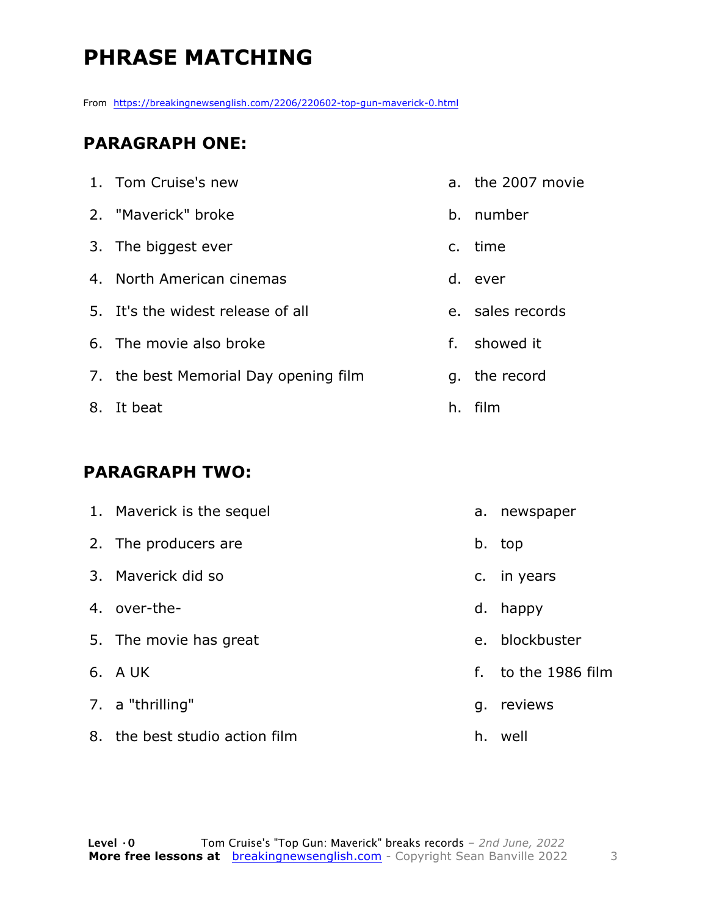# PHRASE MATCHING

From https://breakingnewsenglish.com/2206/220602-top-gun-maverick-0.html

## PARAGRAPH ONE:

| | |
|---|---|
| 1. Tom Cruise's new | a. the 2007 movie |
| 2. "Maverick" broke | b. number |
| 3. The biggest ever | c. time |
| 4. North American cinemas | d. ever |
| 5. It's the widest release of all | e. sales records |
| 6. The movie also broke | f. showed it |
| 7. the best Memorial Day opening film | g. the record |
| 8. It beat | h. film |

## PARAGRAPH TWO:

| | |
|---|---|
| 1. Maverick is the sequel | a. newspaper |
| 2. The producers are | b. top |
| 3. Maverick did so | c. in years |
| 4. over-the- | d. happy |
| 5. The movie has great | e. blockbuster |
| 6. A UK | f. to the 1986 film |
| 7. a "thrilling" | g. reviews |
| 8. the best studio action film | h. well |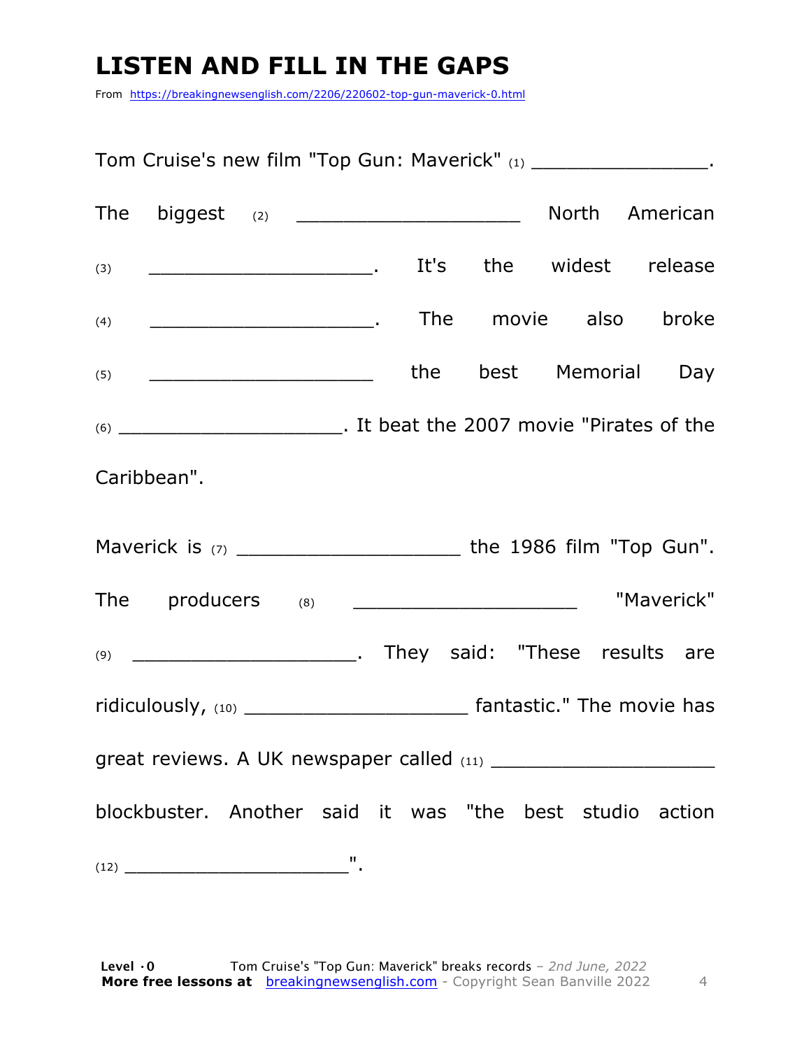# LISTEN AND FILL IN THE GAPS

From https://breakingnewsenglish.com/2206/220602-top-gun-maverick-0.html

Tom Cruise's new film "Top Gun: Maverick" (1) ________________. The biggest (2) ____________________ North American (3) ____________________. It's the widest release (4) ____________________. The movie also broke (5) ____________________ the best Memorial Day (6) ____________________. It beat the 2007 movie "Pirates of the Caribbean".

Maverick is (7) ____________________ the 1986 film "Top Gun". The producers (8) ____________________ "Maverick" (9) ____________________. They said: "These results are ridiculously, (10) ____________________ fantastic." The movie has great reviews. A UK newspaper called (11) ____________________ blockbuster. Another said it was "the best studio action (12) ____________________".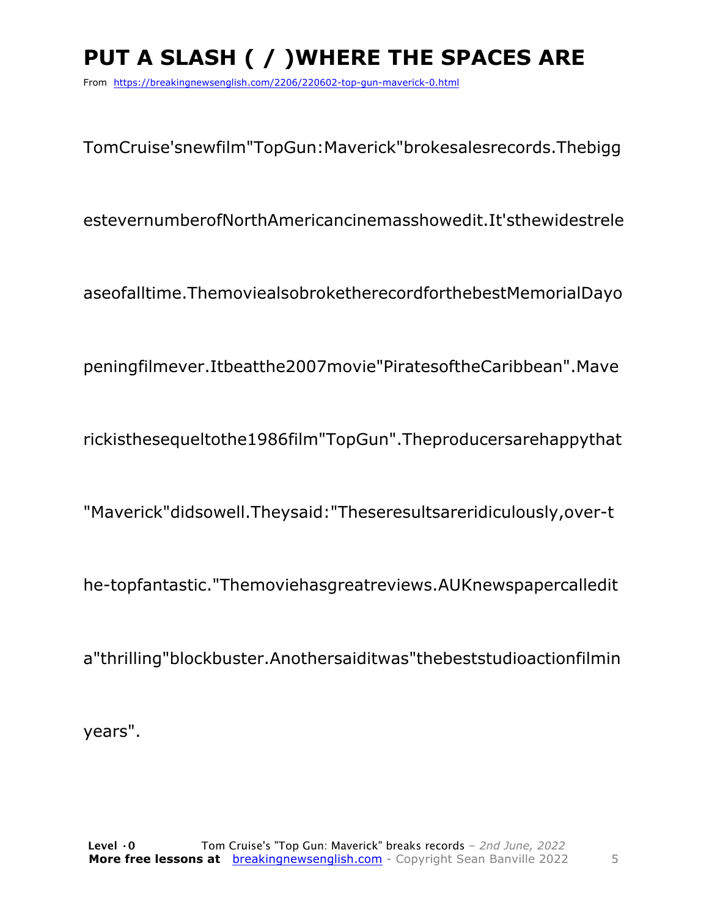# PUT A SLASH ( / )WHERE THE SPACES ARE

From https://breakingnewsenglish.com/2206/220602-top-gun-maverick-0.html

TomCruise'snewfilm"TopGun:Maverick"brokesalesrecords.Thebigg

estevernumberofNorthAmericancinemasshowedit.It'sthewidestrele

aseofalltime.ThemoviealsobroketherecordforthebestMemorialDayo

peningfilmever.Itbeatthe2007movie"PiratesoftheCaribbean".Mave

rickisthesequeltothe1986film"TopGun".Theproducersarehappythat

"Maverick"didsowell.Theysaid:"Theseresultsareridiculously,over-t

he-topfantastic."Themoviehasgreatreviews.AUKnewspapercalledit

a"thrilling"blockbuster.Anothersaiditwas"thebeststudioactionfilmin

years".

**Level ·0** Tom Cruise's "Top Gun: Maverick" breaks records – *2nd June, 2022*
**More free lessons at** breakingnewsenglish.com - Copyright Sean Banville 2022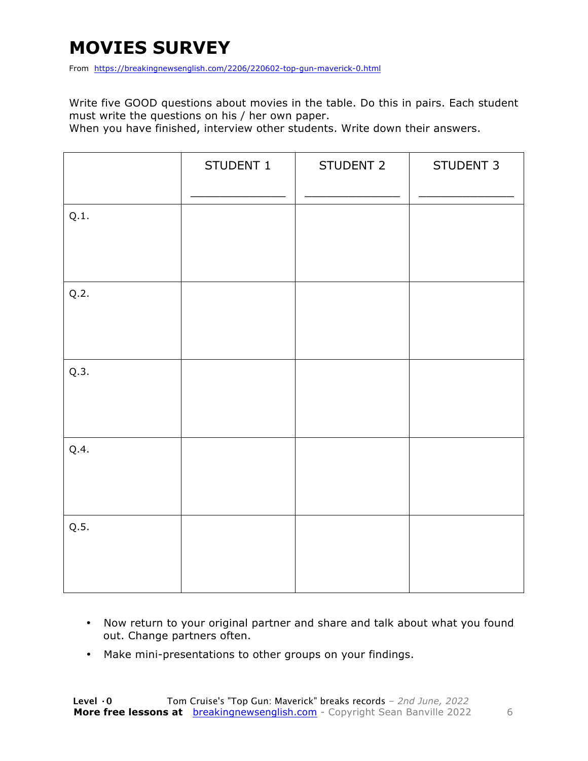# MOVIES SURVEY

From https://breakingnewsenglish.com/2206/220602-top-gun-maverick-0.html

Write five GOOD questions about movies in the table. Do this in pairs. Each student must write the questions on his / her own paper.
When you have finished, interview other students. Write down their answers.

| | STUDENT 1<br>_____________ | STUDENT 2<br>_____________ | STUDENT 3<br>_____________ |
|---|---|---|---|
| Q.1. | | | |
| Q.2. | | | |
| Q.3. | | | |
| Q.4. | | | |
| Q.5. | | | |

- Now return to your original partner and share and talk about what you found out. Change partners often.
- Make mini-presentations to other groups on your findings.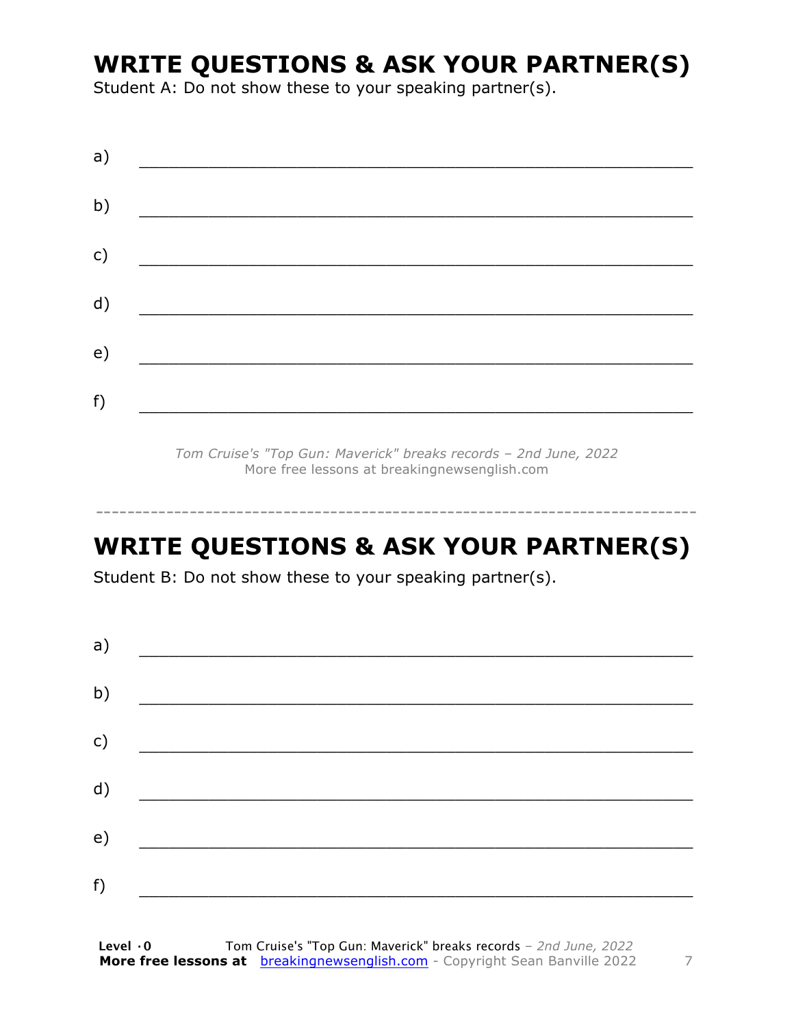## WRITE QUESTIONS & ASK YOUR PARTNER(S)

Student A: Do not show these to your speaking partner(s).

a) ___________________________________________________________

b) ___________________________________________________________

c) ___________________________________________________________

d) ___________________________________________________________

e) ___________________________________________________________

f) ___________________________________________________________

*Tom Cruise's "Top Gun: Maverick" breaks records – 2nd June, 2022*
More free lessons at breakingnewsenglish.com

---

## WRITE QUESTIONS & ASK YOUR PARTNER(S)

Student B: Do not show these to your speaking partner(s).

a) ___________________________________________________________

b) ___________________________________________________________

c) ___________________________________________________________

d) ___________________________________________________________

e) ___________________________________________________________

f) ___________________________________________________________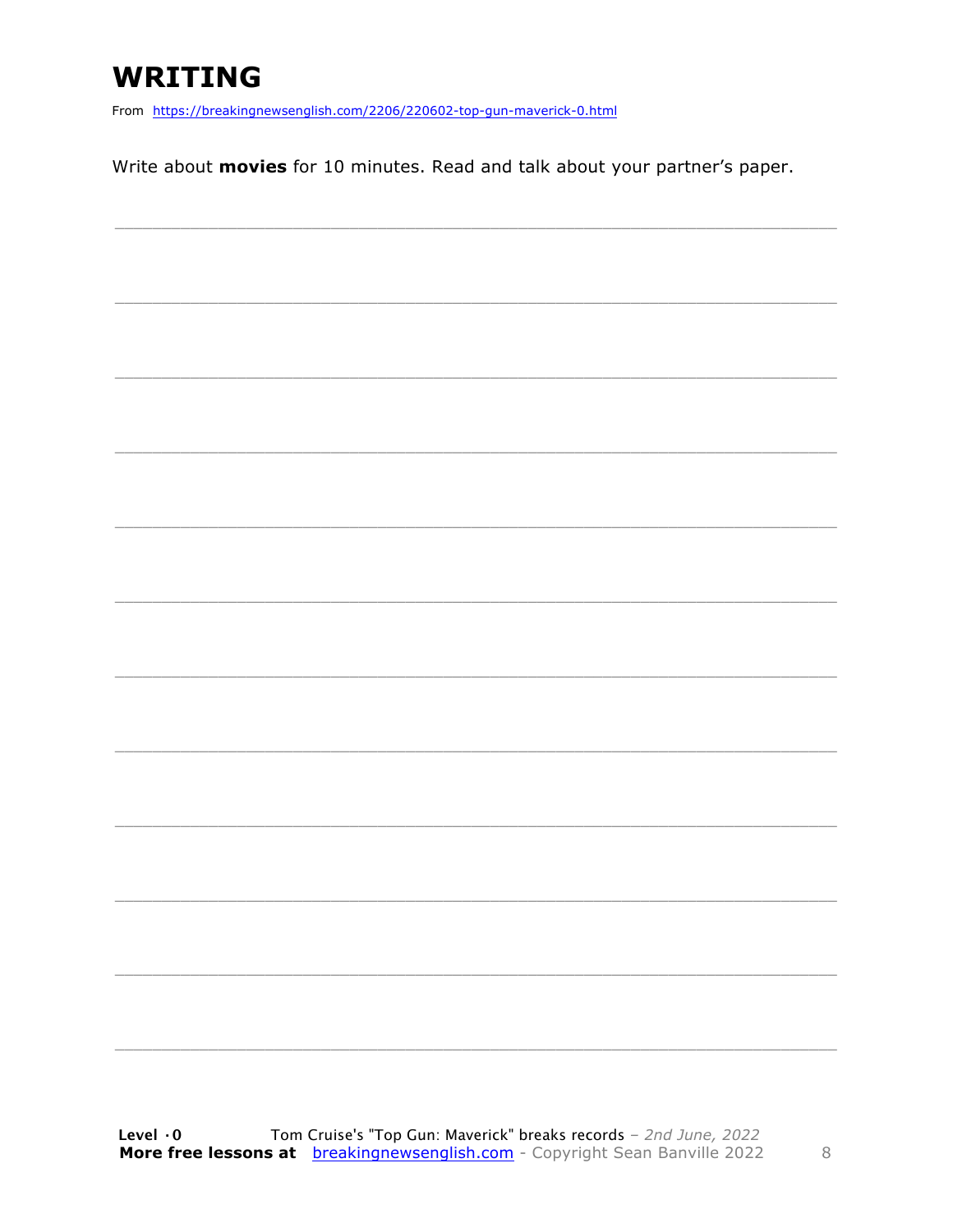# WRITING

From https://breakingnewsenglish.com/2206/220602-top-gun-maverick-0.html

Write about **movies** for 10 minutes. Read and talk about your partner's paper.

___________________________________________________________________________

___________________________________________________________________________

___________________________________________________________________________

___________________________________________________________________________

___________________________________________________________________________

___________________________________________________________________________

___________________________________________________________________________

___________________________________________________________________________

___________________________________________________________________________

___________________________________________________________________________

___________________________________________________________________________

___________________________________________________________________________